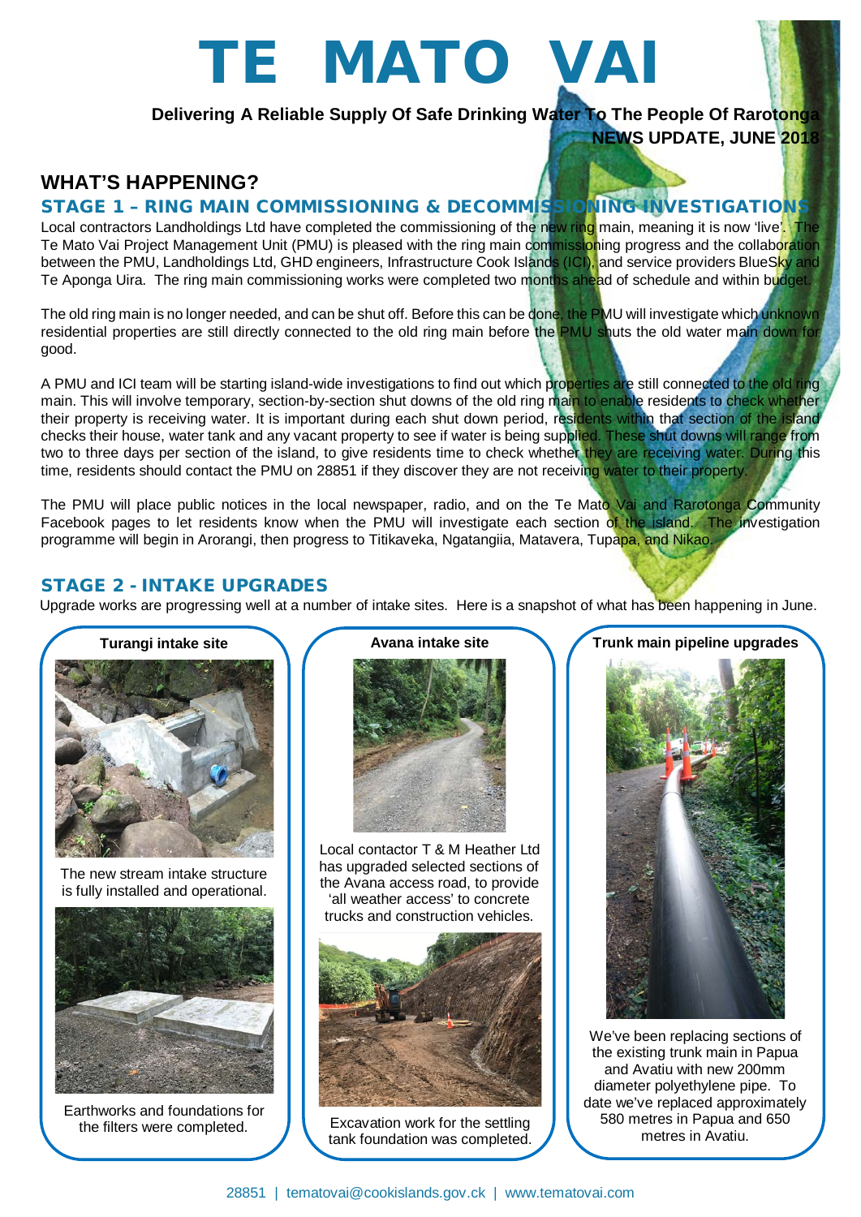# TE MATO VAI

**Delivering A Reliable Supply Of Safe Drinking Water To The People Of Rarotonga**

**NEWS UPDATE, JUNE 2018**

## WHAT'S HAPPENING?

### STAGE 1 – RING MAIN COMMISSIONING & DECOMMISSIONING INVESTIGATIONS

Local contractors Landholdings Ltd have completed the commissioning of the new ring main, meaning it is now 'live'. The Te Mato Vai Project Management Unit (PMU) is pleased with the ring main commissioning progress and the collaboration between the PMU, Landholdings Ltd, GHD engineers, Infrastructure Cook Islands (ICI), and service providers BlueSky and Te Aponga Uira. The ring main commissioning works were completed two months ahead of schedule and within budget.

The old ring main is no longer needed, and can be shut off. Before this can be done, the PMU will investigate which unknown residential properties are still directly connected to the old ring main before the PMU shuts the old water main down for good.

A PMU and ICI team will be starting island-wide investigations to find out which properties are still connected to the old ring main. This will involve temporary, section-by-section shut downs of the old ring main to enable residents to check whether their property is receiving water. It is important during each shut down period, residents within that section of the island checks their house, water tank and any vacant property to see if water is being supplied. These shut downs will range from two to three days per section of the island, to give residents time to check whether they are receiving water. During this time, residents should contact the PMU on 28851 if they discover they are not receiving water to their property.

The PMU will place public notices in the local newspaper, radio, and on the Te Mato Vai and Rarotonga Community Facebook pages to let residents know when the PMU will investigate each section of the island. The investigation programme will begin in Arorangi, then progress to Titikaveka, Ngatangiia, Matavera, Tupapa, and Nikao.

### STAGE 2 - INTAKE UPGRADES

Upgrade works are progressing well at a number of intake sites. Here is a snapshot of what has been happening in June.

**Turangi intake site**

The new stream intake structure is fully installed and operational.

Earthworks and foundations for the filters were completed.

**Avana intake site**

Local contactor T & M Heather Ltd has upgraded selected sections of the Avana access road, to provide 'all weather access' to concrete trucks and construction vehicles.

Excavation work for the settling tank foundation was completed.

**Trunk main pipeline upgrades**

We've been replacing sections of the existing trunk main in Papua and Avatiu with new 200mm diameter polyethylene pipe. To date we've replaced approximately 580 metres in Papua and 650 metres in Avatiu.

28851 | tematovai@cookislands.gov.ck | www.tematovai.com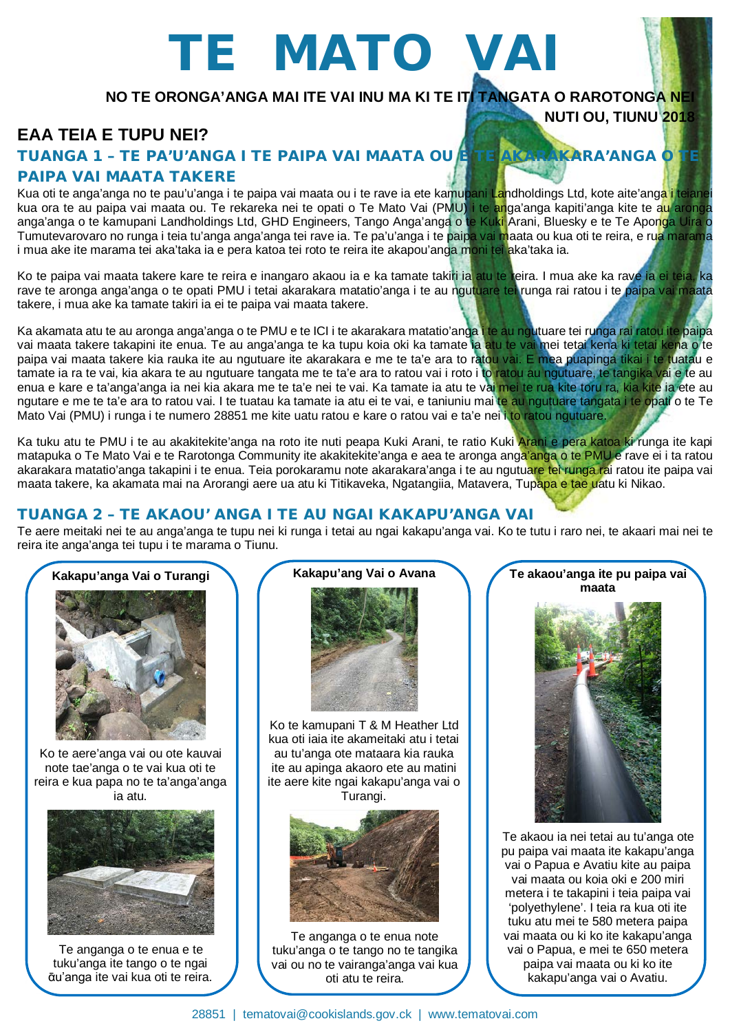# TE MATO VAI

**NO TE ORONGA'ANGA MAI ITE VAI INU MA KI TE ITI TANGATA O RAROTONGA NEI**

**NUTI OU, TIUNU 2018**

## EAA TEIA E TUPU NEI?

### TUANGA 1 – TE PA'U'ANGA I TE PAIPA VAI MAATA OU E TE AKARAKARA'ANGA O TE PAIPA VAI MAATA TAKERE

Kua oti te anga'anga no te pau'u'anga i te paipa vai maata ou i te rave ia ete kamupani Landholdings Ltd, kote aite'anga i teianei kua ora te au paipa vai maata ou. Te rekareka nei te opati o Te Mato Vai (PMU) i te anga'anga kapiti'anga kite te au aronga anga'anga o te kamupani Landholdings Ltd, GHD Engineers, Tango Anga'anga o te Kuki Arani, Bluesky e te Te Aponga Uira o Tumutevarovaro no runga i teia tu'anga anga'anga tei rave ia. Te pa'u'anga i te paipa vai maata ou kua oti te reira, e rua marama i mua ake ite marama tei aka'taka ia e pera katoa tei roto te reira ite akapou'anga moni tei aka'taka ia.

Ko te paipa vai maata takere kare te reira e inangaro akaou ia e ka tamate takiri ia atu te reira. I mua ake ka rave ia ei teia, ka rave te aronga anga'anga o te opati PMU i tetai akarakara matatio'anga i te au ngutuare tei runga rai ratou i te paipa vai maata takere, i mua ake ka tamate takiri ia ei te paipa vai maata takere.

Ka akamata atu te au aronga anga'anga o te PMU e te ICI i te akarakara matatio'anga i te au ngutuare tei runga rai ratou ite paipa vai maata takere takapini ite enua. Te au anga'anga te ka tupu koia oki ka tamate ia atu te vai mei tetai kena ki tetai kena o te paipa vai maata takere kia rauka ite au ngutuare ite akarakara e me te ta'e ara to ratou vai. E mea puapinga tikai i te tuatau e tamate ia ra te vai, kia akara te au ngutuare tangata me te ta'e ara to ratou vai i roto i to ratou au ngutuare, te tangika vai e te au enua e kare e ta'anga'anga ia nei kia akara me te ta'e nei te vai. Ka tamate ia atu te vai mei te rua kite toru ra, kia kite ia ete au ngutare e me te ta'e ara to ratou vai. I te tuatau ka tamate ia atu ei te vai, e taniuniu mai te au ngutuare tangata i te opati o te Te Mato Vai (PMU) i runga i te numero 28851 me kite uatu ratou e kare o ratou vai e ta'e nei i to ratou ngutuare.

Ka tuku atu te PMU i te au akakitekite'anga na roto ite nuti peapa Kuki Arani, te ratio Kuki Arani e pera katoa ki runga ite kapi matapuka o Te Mato Vai e te Rarotonga Community ite akakitekite'anga e aea te aronga anga'anga o te PMU e rave ei i ta ratou akarakara matatio'anga takapini i te enua. Teia porokaramu note akarakara'anga i te au ngutuare tei runga rai ratou ite paipa vai maata takere, ka akamata mai na Arorangi aere ua atu ki Titikaveka, Ngatangiia, Matavera, Tupapa e tae uatu ki Nikao.

### TUANGA 2 – TE AKAOU' ANGA I TE AU NGAI KAKAPU'ANGA VAI

Te aere meitaki nei te au anga'anga te tupu nei ki runga i tetai au ngai kakapu'anga vai. Ko te tutu i raro nei, te akaari mai nei te reira ite anga'anga tei tupu i te marama o Tiunu.

**Kakapu'anga Vai o Turangi**

Ko te aere'anga vai ou ote kauvai note tae'anga o te vai kua oti te reira e kua papa no te ta'anga'anga ia atu.

Te anganga o te enua e te tuku'anga ite tango o te ngai ãu'anga ite vai kua oti te reira.

**Kakapu'ang Vai o Avana**

Ko te kamupani T & M Heather Ltd kua oti iaia ite akameitaki atu i tetai au tu'anga ote mataara kia rauka ite au apinga akaoro ete au matini ite aere kite ngai kakapu'anga vai o Turangi.

Te anganga o te enua note tuku'anga o te tango no te tangika vai ou no te vairanga'anga vai kua oti atu te reira.

**Te akaou'anga ite pu paipa vai maata**

Te akaou ia nei tetai au tu'anga ote pu paipa vai maata ite kakapu'anga vai o Papua e Avatiu kite au paipa vai maata ou koia oki e 200 miri metera i te takapini i teia paipa vai 'polyethylene'. I teia ra kua oti ite tuku atu mei te 580 metera paipa vai maata ou ki ko ite kakapu'anga vai o Papua, e mei te 650 metera paipa vai maata ou ki ko ite kakapu'anga vai o Avatiu.

28851 | tematovai@cookislands.gov.ck | www.tematovai.com